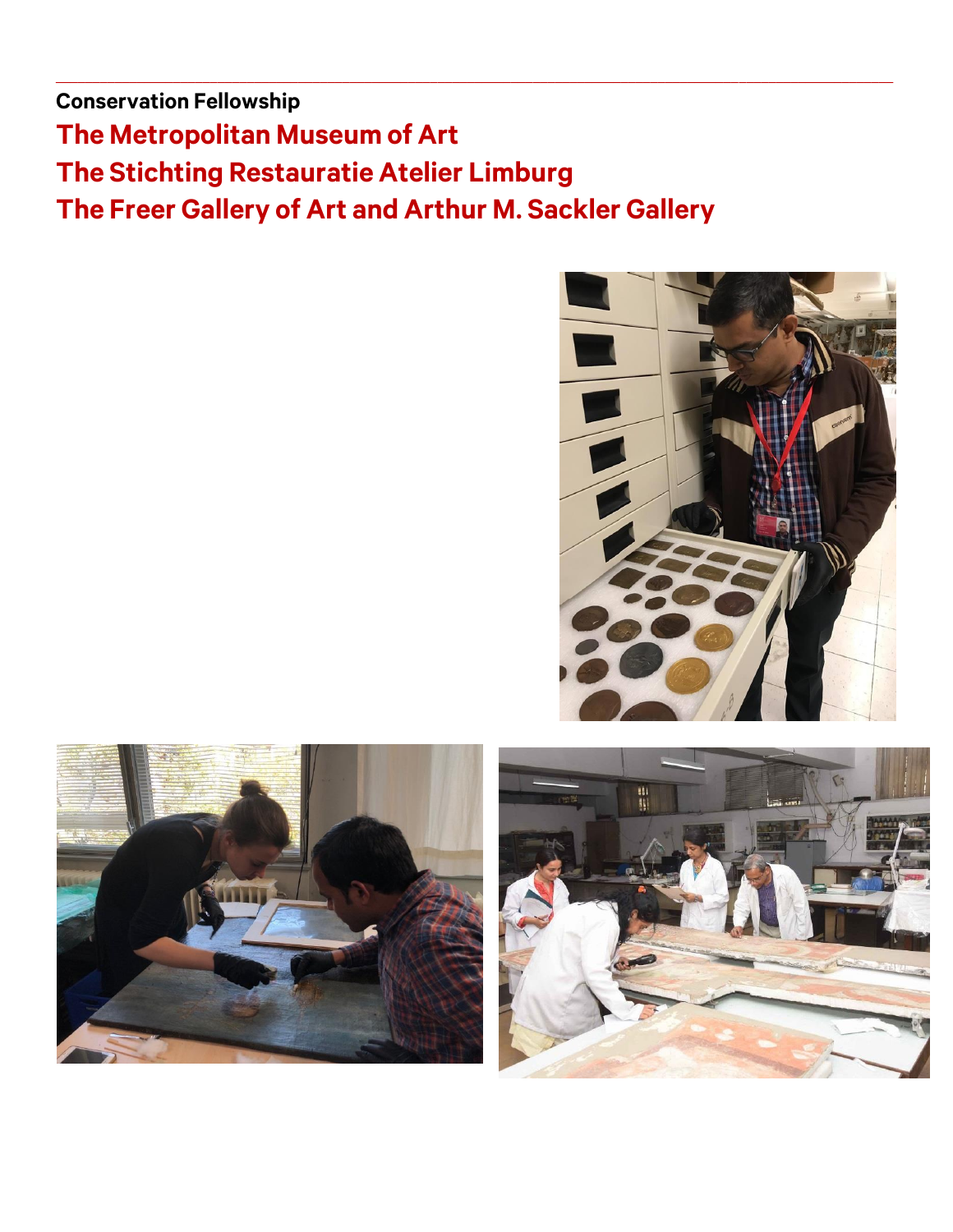**Conservation Fellowship**

## The Metropolitan Museum of Art
## The Stichting Restauratie Atelier Limburg
## The Freer Gallery of Art and Arthur M. Sackler Gallery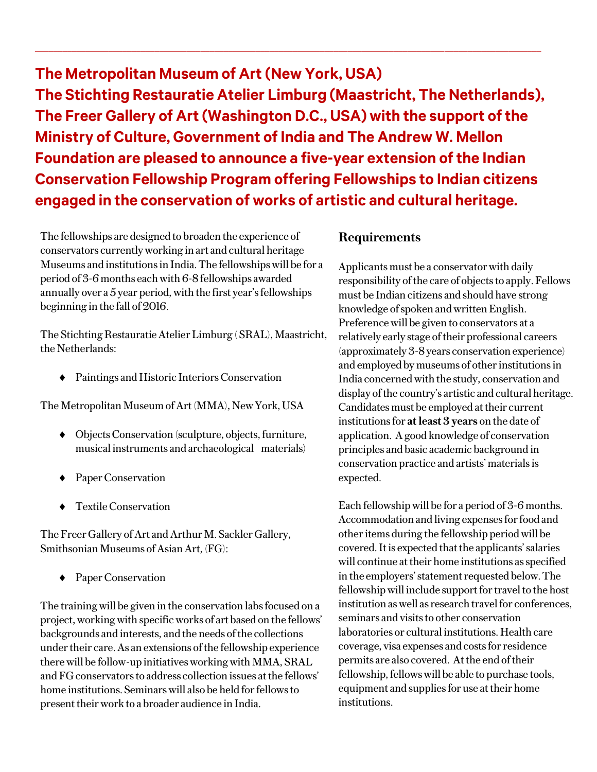**The Metropolitan Museum of Art (New York, USA) The Stichting Restauratie Atelier Limburg (Maastricht, The Netherlands), The Freer Gallery of Art (Washington D.C., USA) with the support of the Ministry of Culture, Government of India and The Andrew W. Mellon Foundation are pleased to announce a five-year extension of the Indian Conservation Fellowship Program offering Fellowships to Indian citizens engaged in the conservation of works of artistic and cultural heritage.**

The fellowships are designed to broaden the experience of conservators currently working in art and cultural heritage Museums and institutions in India. The fellowships will be for a period of 3-6 months each with 6-8 fellowships awarded annually over a 5 year period, with the first year's fellowships beginning in the fall of 2016.

The Stichting Restauratie Atelier Limburg (SRAL), Maastricht, the Netherlands:

- Paintings and Historic Interiors Conservation

The Metropolitan Museum of Art (MMA), New York, USA

- Objects Conservation (sculpture, objects, furniture, musical instruments and archaeological materials)
- Paper Conservation
- Textile Conservation

The Freer Gallery of Art and Arthur M. Sackler Gallery, Smithsonian Museums of Asian Art, (FG):

- Paper Conservation

The training will be given in the conservation labs focused on a project, working with specific works of art based on the fellows' backgrounds and interests, and the needs of the collections under their care. As an extensions of the fellowship experience there will be follow-up initiatives working with MMA, SRAL and FG conservators to address collection issues at the fellows' home institutions. Seminars will also be held for fellows to present their work to a broader audience in India.

## Requirements

Applicants must be a conservator with daily responsibility of the care of objects to apply. Fellows must be Indian citizens and should have strong knowledge of spoken and written English. Preference will be given to conservators at a relatively early stage of their professional careers (approximately 3-8 years conservation experience) and employed by museums of other institutions in India concerned with the study, conservation and display of the country's artistic and cultural heritage. Candidates must be employed at their current institutions for **at least 3 years** on the date of application. A good knowledge of conservation principles and basic academic background in conservation practice and artists' materials is expected.

Each fellowship will be for a period of 3-6 months. Accommodation and living expenses for food and other items during the fellowship period will be covered. It is expected that the applicants' salaries will continue at their home institutions as specified in the employers' statement requested below. The fellowship will include support for travel to the host institution as well as research travel for conferences, seminars and visits to other conservation laboratories or cultural institutions. Health care coverage, visa expenses and costs for residence permits are also covered. At the end of their fellowship, fellows will be able to purchase tools, equipment and supplies for use at their home institutions.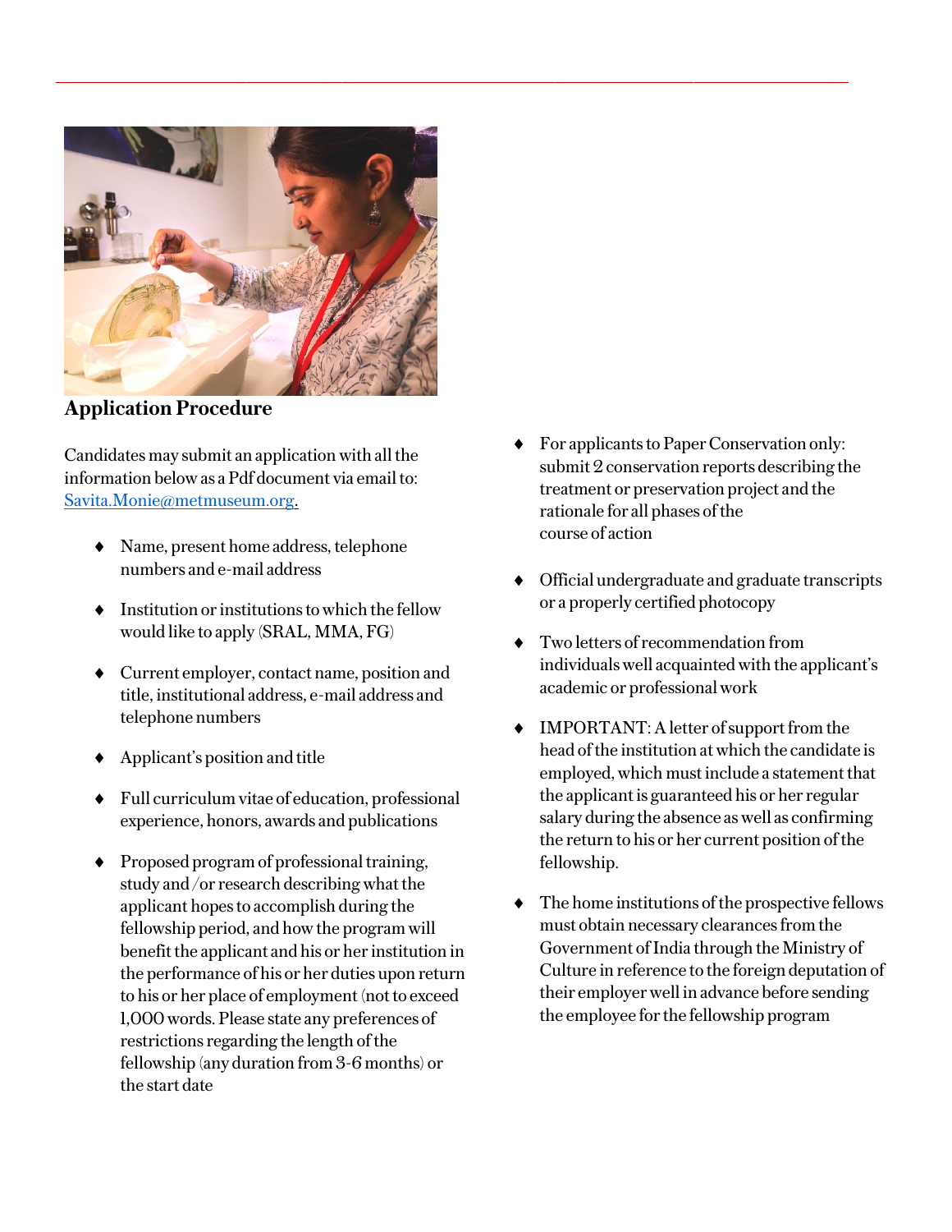## Application Procedure

Candidates may submit an application with all the information below as a Pdf document via email to: [Savita.Monie@metmuseum.org](mailto:Savita.Monie@metmuseum.org).

- Name, present home address, telephone numbers and e-mail address
- Institution or institutions to which the fellow would like to apply (SRAL, MMA, FG)
- Current employer, contact name, position and title, institutional address, e-mail address and telephone numbers
- Applicant's position and title
- Full curriculum vitae of education, professional experience, honors, awards and publications
- Proposed program of professional training, study and /or research describing what the applicant hopes to accomplish during the fellowship period, and how the program will benefit the applicant and his or her institution in the performance of his or her duties upon return to his or her place of employment (not to exceed 1,000 words. Please state any preferences of restrictions regarding the length of the fellowship (any duration from 3-6 months) or the start date
- For applicants to Paper Conservation only: submit 2 conservation reports describing the treatment or preservation project and the rationale for all phases of the course of action
- Official undergraduate and graduate transcripts or a properly certified photocopy
- Two letters of recommendation from individuals well acquainted with the applicant's academic or professional work
- IMPORTANT: A letter of support from the head of the institution at which the candidate is employed, which must include a statement that the applicant is guaranteed his or her regular salary during the absence as well as confirming the return to his or her current position of the fellowship.
- The home institutions of the prospective fellows must obtain necessary clearances from the Government of India through the Ministry of Culture in reference to the foreign deputation of their employer well in advance before sending the employee for the fellowship program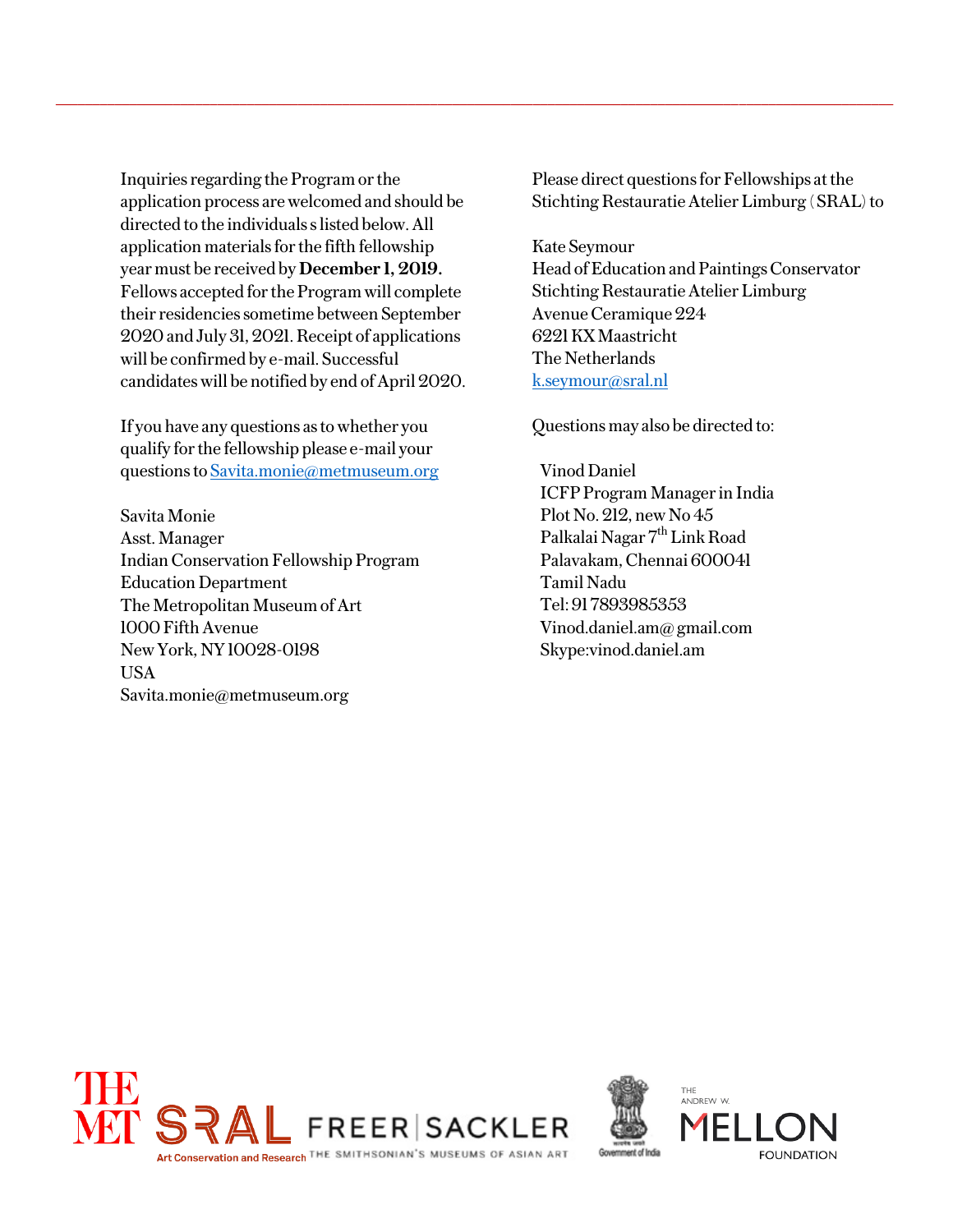Inquiries regarding the Program or the application process are welcomed and should be directed to the individuals s listed below. All application materials for the fifth fellowship year must be received by **December 1, 2019.** Fellows accepted for the Program will complete their residencies sometime between September 2020 and July 31, 2021. Receipt of applications will be confirmed by e-mail. Successful candidates will be notified by end of April 2020.

If you have any questions as to whether you qualify for the fellowship please e-mail your questions to [Savita.monie@metmuseum.org](mailto:Savita.monie@metmuseum.org)

Savita Monie
Asst. Manager
Indian Conservation Fellowship Program
Education Department
The Metropolitan Museum of Art
1000 Fifth Avenue
New York, NY 10028-0198
USA
Savita.monie@metmuseum.org

Please direct questions for Fellowships at the Stichting Restauratie Atelier Limburg (SRAL) to

Kate Seymour
Head of Education and Paintings Conservator
Stichting Restauratie Atelier Limburg
Avenue Ceramique 224
6221 KX Maastricht
The Netherlands
[k.seymour@sral.nl](mailto:k.seymour@sral.nl)

Questions may also be directed to:

Vinod Daniel
ICFP Program Manager in India
Plot No. 212, new No 45
Palkalai Nagar 7th Link Road
Palavakam, Chennai 600041
Tamil Nadu
Tel: 91 7893985353
Vinod.daniel.am@ gmail.com
Skype:vinod.daniel.am

THE MET · SRAL Art Conservation and Research · FREER | SACKLER THE SMITHSONIAN'S MUSEUMS OF ASIAN ART · Government of India · THE ANDREW W. MELLON FOUNDATION